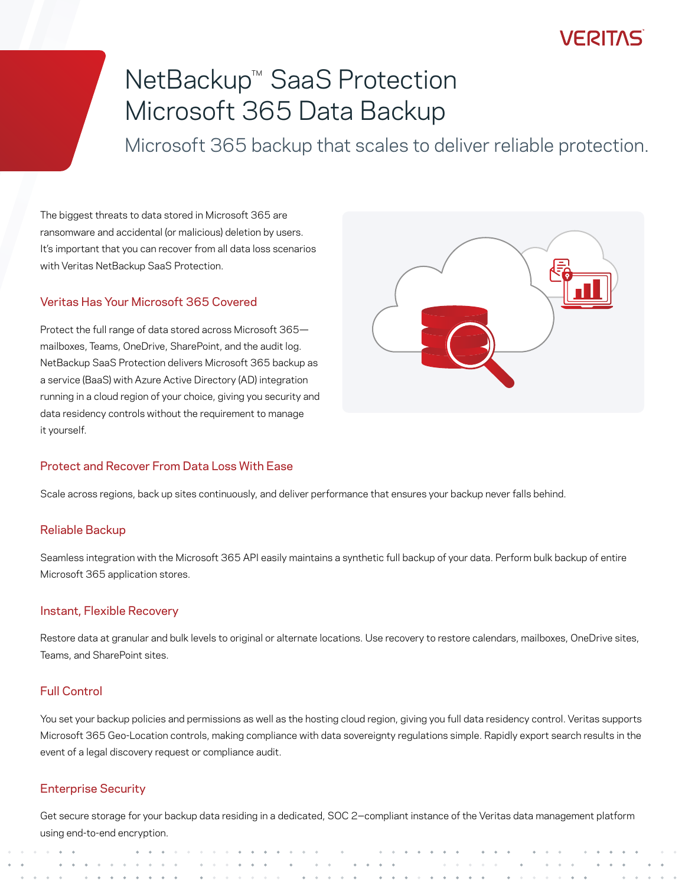# NetBackup™ SaaS Protection Microsoft 365 Data Backup

Microsoft 365 backup that scales to deliver reliable protection.

The biggest threats to data stored in Microsoft 365 are ransomware and accidental (or malicious) deletion by users. It's important that you can recover from all data loss scenarios with Veritas NetBackup SaaS Protection.

## Veritas Has Your Microsoft 365 Covered

Protect the full range of data stored across Microsoft 365—mailboxes, Teams, OneDrive, SharePoint, and the audit log. NetBackup SaaS Protection delivers Microsoft 365 backup as a service (BaaS) with Azure Active Directory (AD) integration running in a cloud region of your choice, giving you security and data residency controls without the requirement to manage it yourself.

## Protect and Recover From Data Loss With Ease

Scale across regions, back up sites continuously, and deliver performance that ensures your backup never falls behind.

### Reliable Backup

Seamless integration with the Microsoft 365 API easily maintains a synthetic full backup of your data. Perform bulk backup of entire Microsoft 365 application stores.

### Instant, Flexible Recovery

Restore data at granular and bulk levels to original or alternate locations. Use recovery to restore calendars, mailboxes, OneDrive sites, Teams, and SharePoint sites.

### Full Control

You set your backup policies and permissions as well as the hosting cloud region, giving you full data residency control. Veritas supports Microsoft 365 Geo-Location controls, making compliance with data sovereignty regulations simple. Rapidly export search results in the event of a legal discovery request or compliance audit.

### Enterprise Security

Get secure storage for your backup data residing in a dedicated, SOC 2–compliant instance of the Veritas data management platform using end-to-end encryption.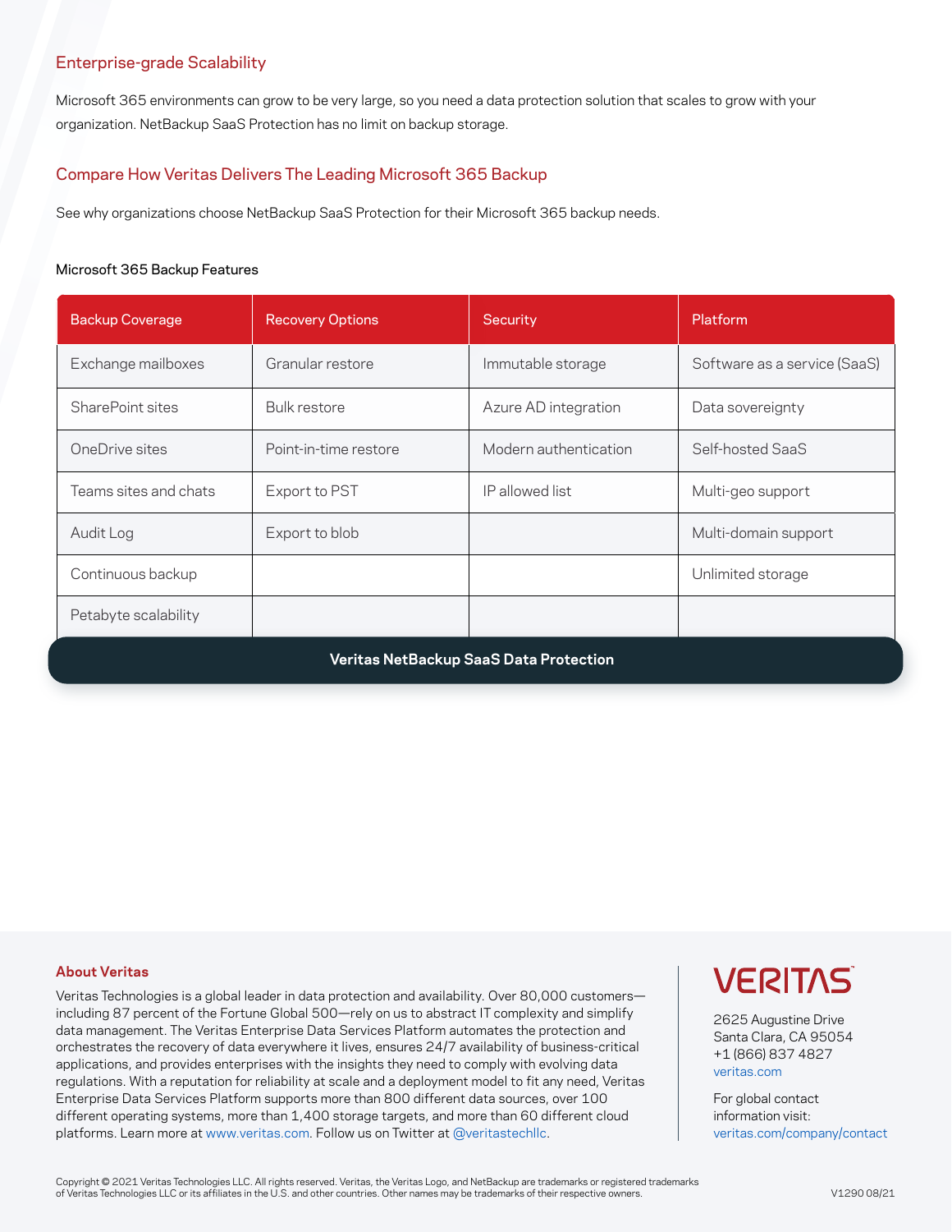## Enterprise-grade Scalability

Microsoft 365 environments can grow to be very large, so you need a data protection solution that scales to grow with your organization. NetBackup SaaS Protection has no limit on backup storage.

## Compare How Veritas Delivers The Leading Microsoft 365 Backup

See why organizations choose NetBackup SaaS Protection for their Microsoft 365 backup needs.

Microsoft 365 Backup Features

| Backup Coverage | Recovery Options | Security | Platform |
|---|---|---|---|
| Exchange mailboxes | Granular restore | Immutable storage | Software as a service (SaaS) |
| SharePoint sites | Bulk restore | Azure AD integration | Data sovereignty |
| OneDrive sites | Point-in-time restore | Modern authentication | Self-hosted SaaS |
| Teams sites and chats | Export to PST | IP allowed list | Multi-geo support |
| Audit Log | Export to blob | | Multi-domain support |
| Continuous backup | | | Unlimited storage |
| Petabyte scalability | | | |

**Veritas NetBackup SaaS Data Protection**

### About Veritas

Veritas Technologies is a global leader in data protection and availability. Over 80,000 customers—including 87 percent of the Fortune Global 500—rely on us to abstract IT complexity and simplify data management. The Veritas Enterprise Data Services Platform automates the protection and orchestrates the recovery of data everywhere it lives, ensures 24/7 availability of business-critical applications, and provides enterprises with the insights they need to comply with evolving data regulations. With a reputation for reliability at scale and a deployment model to fit any need, Veritas Enterprise Data Services Platform supports more than 800 different data sources, over 100 different operating systems, more than 1,400 storage targets, and more than 60 different cloud platforms. Learn more at www.veritas.com. Follow us on Twitter at @veritastechllc.

VERITAS

2625 Augustine Drive
Santa Clara, CA 95054
+1 (866) 837 4827
veritas.com

For global contact information visit:
veritas.com/company/contact

Copyright © 2021 Veritas Technologies LLC. All rights reserved. Veritas, the Veritas Logo, and NetBackup are trademarks or registered trademarks of Veritas Technologies LLC or its affiliates in the U.S. and other countries. Other names may be trademarks of their respective owners.

V1290 08/21